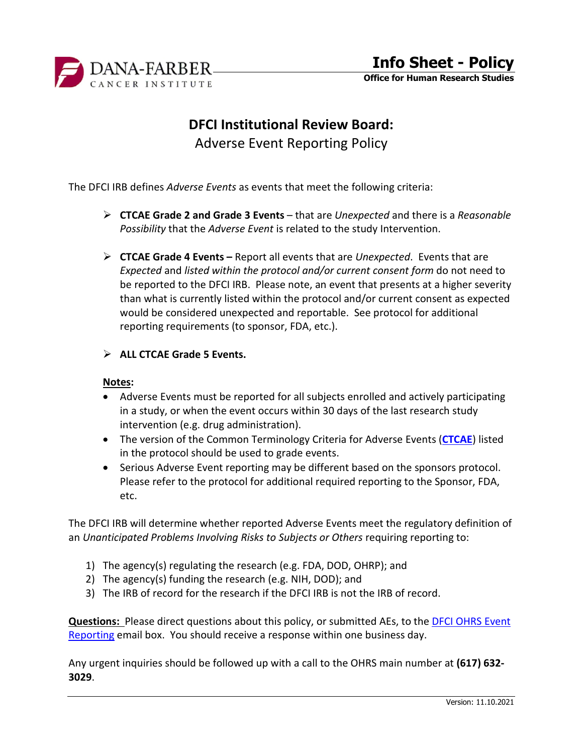# DFCI Institutional Review Board:

## Adverse Event Reporting Policy

The DFCI IRB defines *Adverse Events* as events that meet the following criteria:

- **CTCAE Grade 2 and Grade 3 Events** – that are *Unexpected* and there is a *Reasonable Possibility* that the *Adverse Event* is related to the study Intervention.
- **CTCAE Grade 4 Events –** Report all events that are *Unexpected*. Events that are *Expected* and *listed within the protocol and/or current consent form* do not need to be reported to the DFCI IRB. Please note, an event that presents at a higher severity than what is currently listed within the protocol and/or current consent as expected would be considered unexpected and reportable. See protocol for additional reporting requirements (to sponsor, FDA, etc.).
- **ALL CTCAE Grade 5 Events.**

**Notes:**

- Adverse Events must be reported for all subjects enrolled and actively participating in a study, or when the event occurs within 30 days of the last research study intervention (e.g. drug administration).
- The version of the Common Terminology Criteria for Adverse Events (**CTCAE**) listed in the protocol should be used to grade events.
- Serious Adverse Event reporting may be different based on the sponsors protocol. Please refer to the protocol for additional required reporting to the Sponsor, FDA, etc.

The DFCI IRB will determine whether reported Adverse Events meet the regulatory definition of an *Unanticipated Problems Involving Risks to Subjects or Others* requiring reporting to:

1) The agency(s) regulating the research (e.g. FDA, DOD, OHRP); and
2) The agency(s) funding the research (e.g. NIH, DOD); and
3) The IRB of record for the research if the DFCI IRB is not the IRB of record.

**Questions:** Please direct questions about this policy, or submitted AEs, to the DFCI OHRS Event Reporting email box. You should receive a response within one business day.

Any urgent inquiries should be followed up with a call to the OHRS main number at **(617) 632-3029**.

Version: 11.10.2021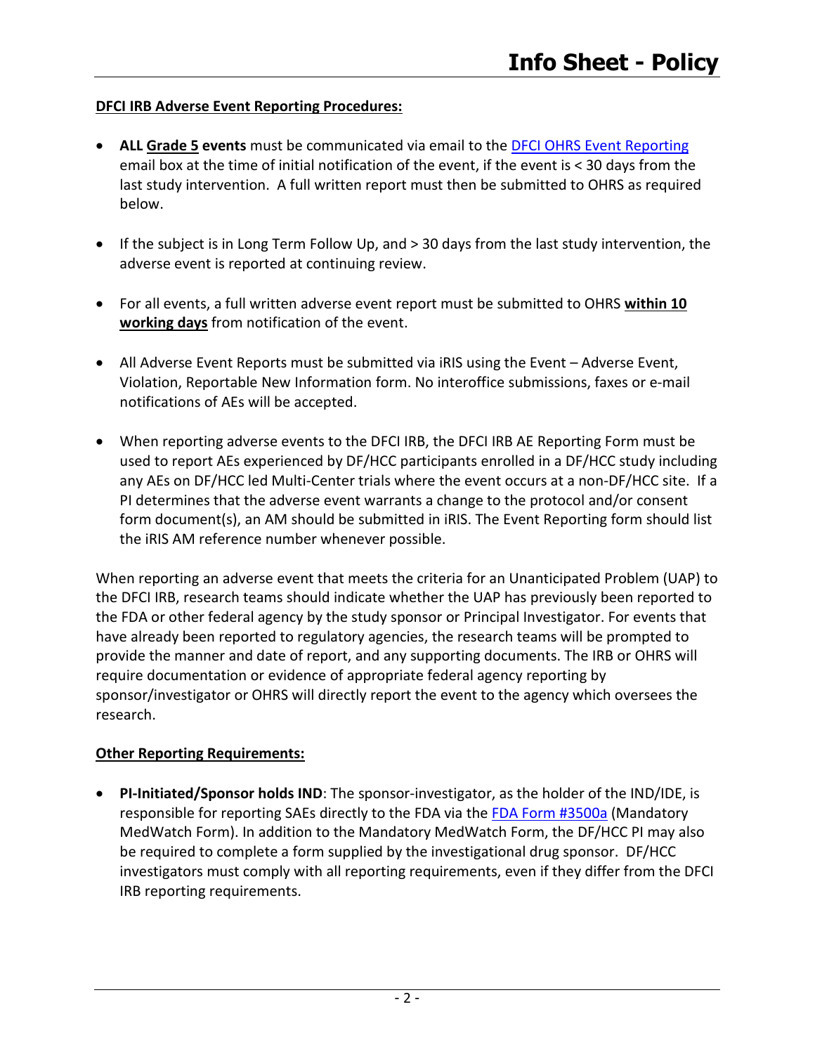**DFCI IRB Adverse Event Reporting Procedures:**

- **ALL Grade 5 events** must be communicated via email to the [DFCI OHRS Event Reporting]() email box at the time of initial notification of the event, if the event is < 30 days from the last study intervention. A full written report must then be submitted to OHRS as required below.

- If the subject is in Long Term Follow Up, and > 30 days from the last study intervention, the adverse event is reported at continuing review.

- For all events, a full written adverse event report must be submitted to OHRS **within 10 working days** from notification of the event.

- All Adverse Event Reports must be submitted via iRIS using the Event – Adverse Event, Violation, Reportable New Information form. No interoffice submissions, faxes or e-mail notifications of AEs will be accepted.

- When reporting adverse events to the DFCI IRB, the DFCI IRB AE Reporting Form must be used to report AEs experienced by DF/HCC participants enrolled in a DF/HCC study including any AEs on DF/HCC led Multi-Center trials where the event occurs at a non-DF/HCC site. If a PI determines that the adverse event warrants a change to the protocol and/or consent form document(s), an AM should be submitted in iRIS. The Event Reporting form should list the iRIS AM reference number whenever possible.

When reporting an adverse event that meets the criteria for an Unanticipated Problem (UAP) to the DFCI IRB, research teams should indicate whether the UAP has previously been reported to the FDA or other federal agency by the study sponsor or Principal Investigator. For events that have already been reported to regulatory agencies, the research teams will be prompted to provide the manner and date of report, and any supporting documents. The IRB or OHRS will require documentation or evidence of appropriate federal agency reporting by sponsor/investigator or OHRS will directly report the event to the agency which oversees the research.

**Other Reporting Requirements:**

- **PI-Initiated/Sponsor holds IND**: The sponsor-investigator, as the holder of the IND/IDE, is responsible for reporting SAEs directly to the FDA via the [FDA Form #3500a]() (Mandatory MedWatch Form). In addition to the Mandatory MedWatch Form, the DF/HCC PI may also be required to complete a form supplied by the investigational drug sponsor. DF/HCC investigators must comply with all reporting requirements, even if they differ from the DFCI IRB reporting requirements.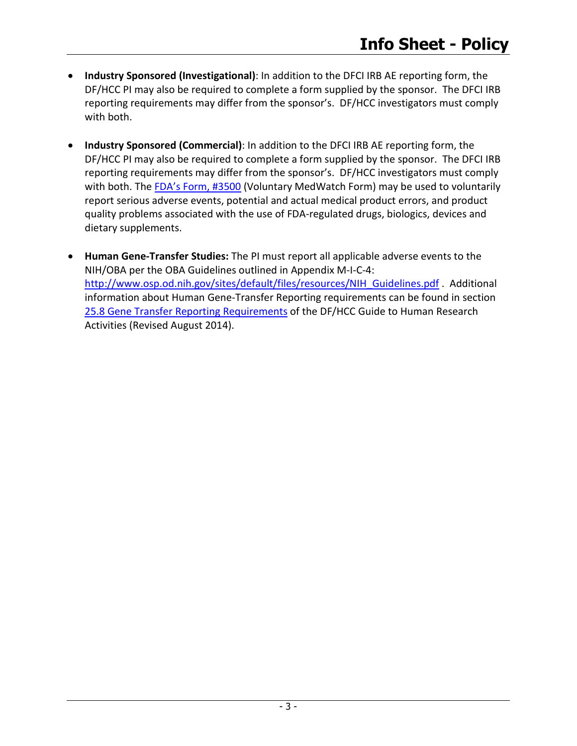- **Industry Sponsored (Investigational)**: In addition to the DFCI IRB AE reporting form, the DF/HCC PI may also be required to complete a form supplied by the sponsor. The DFCI IRB reporting requirements may differ from the sponsor's. DF/HCC investigators must comply with both.

- **Industry Sponsored (Commercial)**: In addition to the DFCI IRB AE reporting form, the DF/HCC PI may also be required to complete a form supplied by the sponsor. The DFCI IRB reporting requirements may differ from the sponsor's. DF/HCC investigators must comply with both. The FDA's Form, #3500 (Voluntary MedWatch Form) may be used to voluntarily report serious adverse events, potential and actual medical product errors, and product quality problems associated with the use of FDA-regulated drugs, biologics, devices and dietary supplements.

- **Human Gene-Transfer Studies:** The PI must report all applicable adverse events to the NIH/OBA per the OBA Guidelines outlined in Appendix M-I-C-4: http://www.osp.od.nih.gov/sites/default/files/resources/NIH_Guidelines.pdf . Additional information about Human Gene-Transfer Reporting requirements can be found in section 25.8 Gene Transfer Reporting Requirements of the DF/HCC Guide to Human Research Activities (Revised August 2014).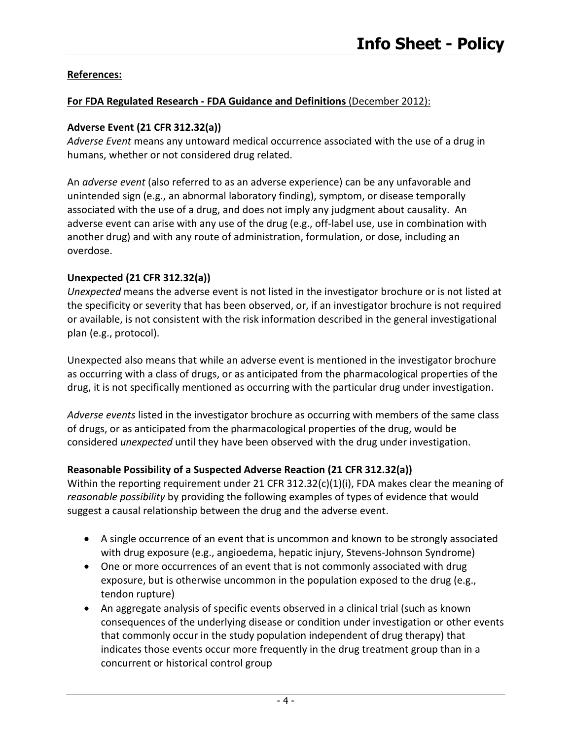**References:**

**For FDA Regulated Research - FDA Guidance and Definitions** (December 2012):

**Adverse Event (21 CFR 312.32(a))**
*Adverse Event* means any untoward medical occurrence associated with the use of a drug in humans, whether or not considered drug related.

An *adverse event* (also referred to as an adverse experience) can be any unfavorable and unintended sign (e.g., an abnormal laboratory finding), symptom, or disease temporally associated with the use of a drug, and does not imply any judgment about causality. An adverse event can arise with any use of the drug (e.g., off-label use, use in combination with another drug) and with any route of administration, formulation, or dose, including an overdose.

**Unexpected (21 CFR 312.32(a))**
*Unexpected* means the adverse event is not listed in the investigator brochure or is not listed at the specificity or severity that has been observed, or, if an investigator brochure is not required or available, is not consistent with the risk information described in the general investigational plan (e.g., protocol).

Unexpected also means that while an adverse event is mentioned in the investigator brochure as occurring with a class of drugs, or as anticipated from the pharmacological properties of the drug, it is not specifically mentioned as occurring with the particular drug under investigation.

*Adverse events* listed in the investigator brochure as occurring with members of the same class of drugs, or as anticipated from the pharmacological properties of the drug, would be considered *unexpected* until they have been observed with the drug under investigation.

**Reasonable Possibility of a Suspected Adverse Reaction (21 CFR 312.32(a))**
Within the reporting requirement under 21 CFR 312.32(c)(1)(i), FDA makes clear the meaning of *reasonable possibility* by providing the following examples of types of evidence that would suggest a causal relationship between the drug and the adverse event.

- A single occurrence of an event that is uncommon and known to be strongly associated with drug exposure (e.g., angioedema, hepatic injury, Stevens-Johnson Syndrome)
- One or more occurrences of an event that is not commonly associated with drug exposure, but is otherwise uncommon in the population exposed to the drug (e.g., tendon rupture)
- An aggregate analysis of specific events observed in a clinical trial (such as known consequences of the underlying disease or condition under investigation or other events that commonly occur in the study population independent of drug therapy) that indicates those events occur more frequently in the drug treatment group than in a concurrent or historical control group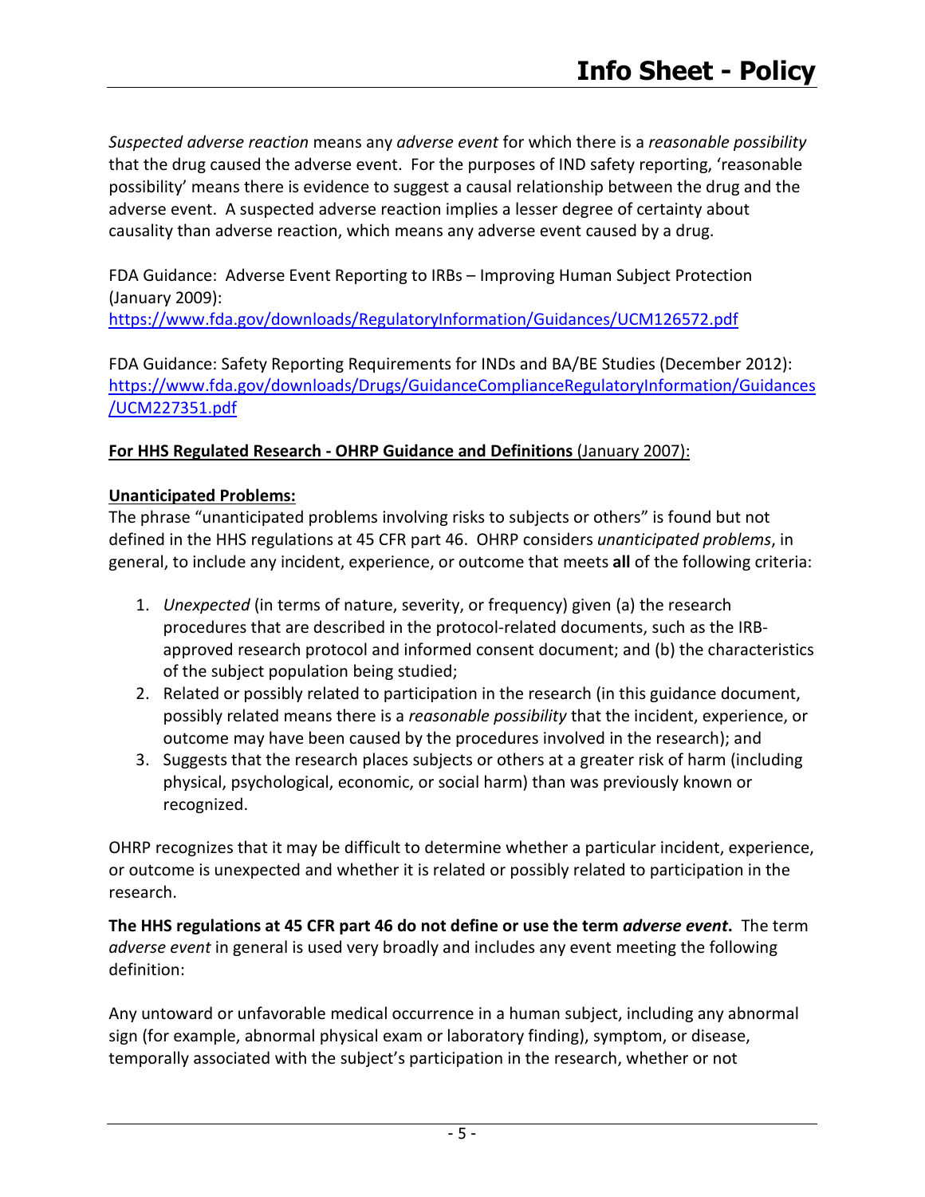*Suspected adverse reaction* means any *adverse event* for which there is a *reasonable possibility* that the drug caused the adverse event. For the purposes of IND safety reporting, 'reasonable possibility' means there is evidence to suggest a causal relationship between the drug and the adverse event. A suspected adverse reaction implies a lesser degree of certainty about causality than adverse reaction, which means any adverse event caused by a drug.

FDA Guidance: Adverse Event Reporting to IRBs – Improving Human Subject Protection (January 2009):
https://www.fda.gov/downloads/RegulatoryInformation/Guidances/UCM126572.pdf

FDA Guidance: Safety Reporting Requirements for INDs and BA/BE Studies (December 2012):
https://www.fda.gov/downloads/Drugs/GuidanceComplianceRegulatoryInformation/Guidances/UCM227351.pdf

**For HHS Regulated Research - OHRP Guidance and Definitions** (January 2007):

**Unanticipated Problems:**

The phrase "unanticipated problems involving risks to subjects or others" is found but not defined in the HHS regulations at 45 CFR part 46. OHRP considers *unanticipated problems*, in general, to include any incident, experience, or outcome that meets **all** of the following criteria:

1. *Unexpected* (in terms of nature, severity, or frequency) given (a) the research procedures that are described in the protocol-related documents, such as the IRB-approved research protocol and informed consent document; and (b) the characteristics of the subject population being studied;
2. Related or possibly related to participation in the research (in this guidance document, possibly related means there is a *reasonable possibility* that the incident, experience, or outcome may have been caused by the procedures involved in the research); and
3. Suggests that the research places subjects or others at a greater risk of harm (including physical, psychological, economic, or social harm) than was previously known or recognized.

OHRP recognizes that it may be difficult to determine whether a particular incident, experience, or outcome is unexpected and whether it is related or possibly related to participation in the research.

**The HHS regulations at 45 CFR part 46 do not define or use the term *adverse event*.** The term *adverse event* in general is used very broadly and includes any event meeting the following definition:

Any untoward or unfavorable medical occurrence in a human subject, including any abnormal sign (for example, abnormal physical exam or laboratory finding), symptom, or disease, temporally associated with the subject's participation in the research, whether or not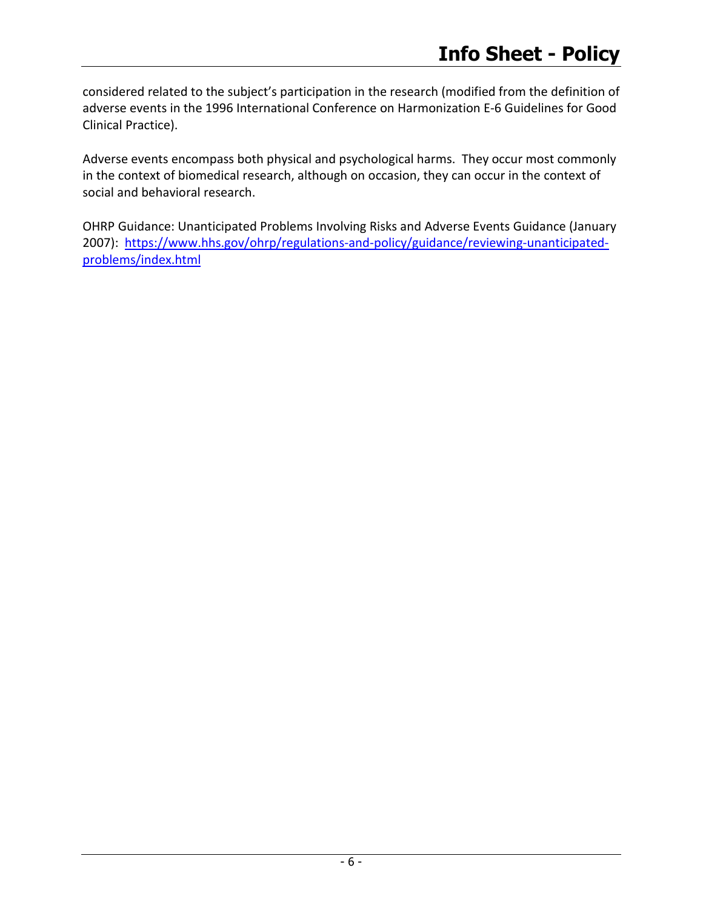considered related to the subject's participation in the research (modified from the definition of adverse events in the 1996 International Conference on Harmonization E-6 Guidelines for Good Clinical Practice).

Adverse events encompass both physical and psychological harms. They occur most commonly in the context of biomedical research, although on occasion, they can occur in the context of social and behavioral research.

OHRP Guidance: Unanticipated Problems Involving Risks and Adverse Events Guidance (January 2007): [https://www.hhs.gov/ohrp/regulations-and-policy/guidance/reviewing-unanticipated-problems/index.html](https://www.hhs.gov/ohrp/regulations-and-policy/guidance/reviewing-unanticipated-problems/index.html)